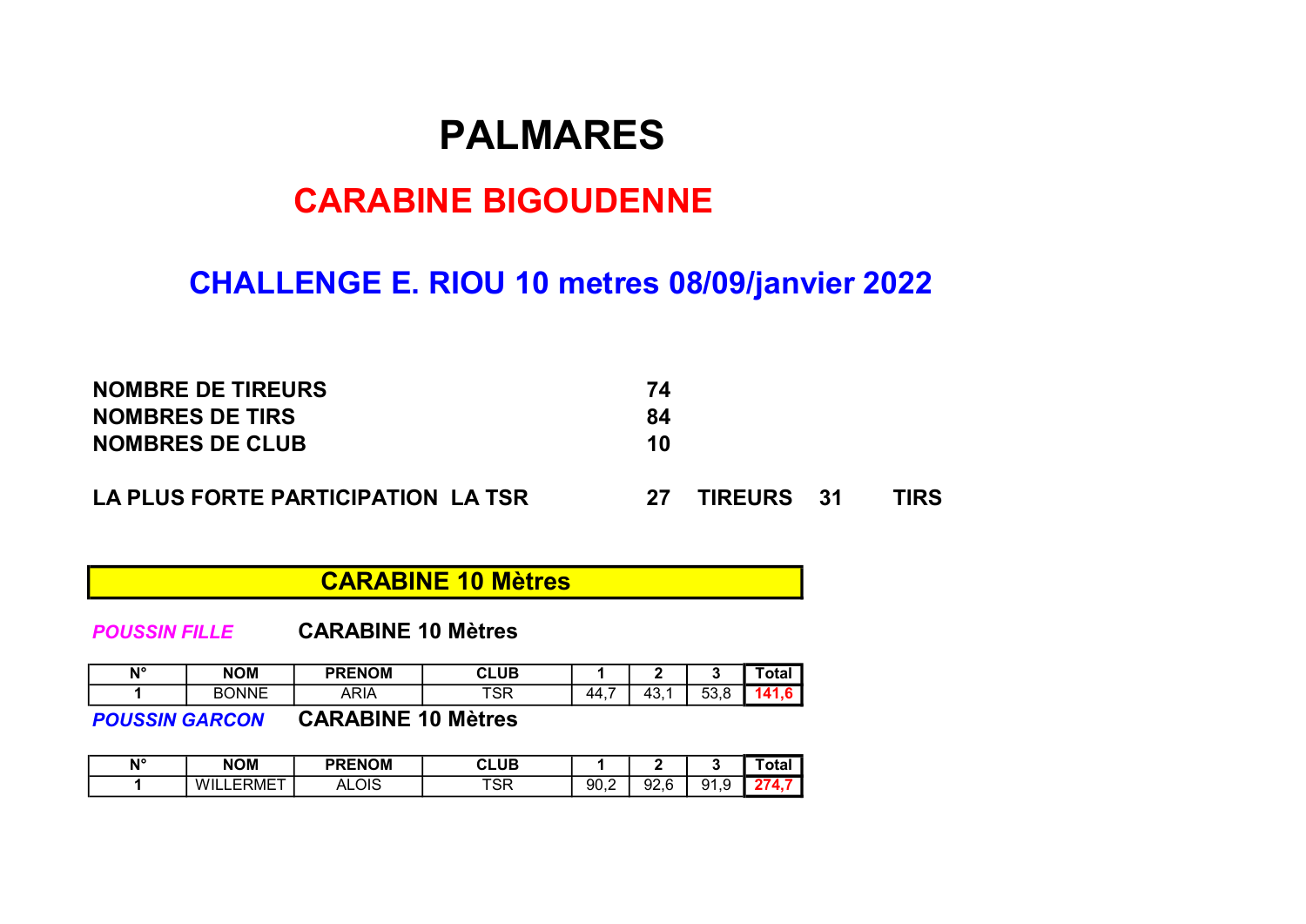# PALMARES

## CARABINE BIGOUDENNE

## CHALLENGE E. RIOU 10 metres 08/09/janvier 2022

**NOMBRE DE TIREURS** **74**
**NOMBRES DE TIRS** **84**
**NOMBRES DE CLUB** **10**

**LA PLUS FORTE PARTICIPATION LA TSR** **27 TIREURS 31 TIRS**

### CARABINE 10 Mètres

***POUSSIN FILLE*** **CARABINE 10 Mètres**

| N° | NOM | PRENOM | CLUB | 1 | 2 | 3 | Total |
|---|---|---|---|---|---|---|---|
| 1 | BONNE | ARIA | TSR | 44,7 | 43,1 | 53,8 | **141,6** |

***POUSSIN GARCON*** **CARABINE 10 Mètres**

| N° | NOM | PRENOM | CLUB | 1 | 2 | 3 | Total |
|---|---|---|---|---|---|---|---|
| 1 | WILLERMET | ALOIS | TSR | 90,2 | 92,6 | 91,9 | **274,7** |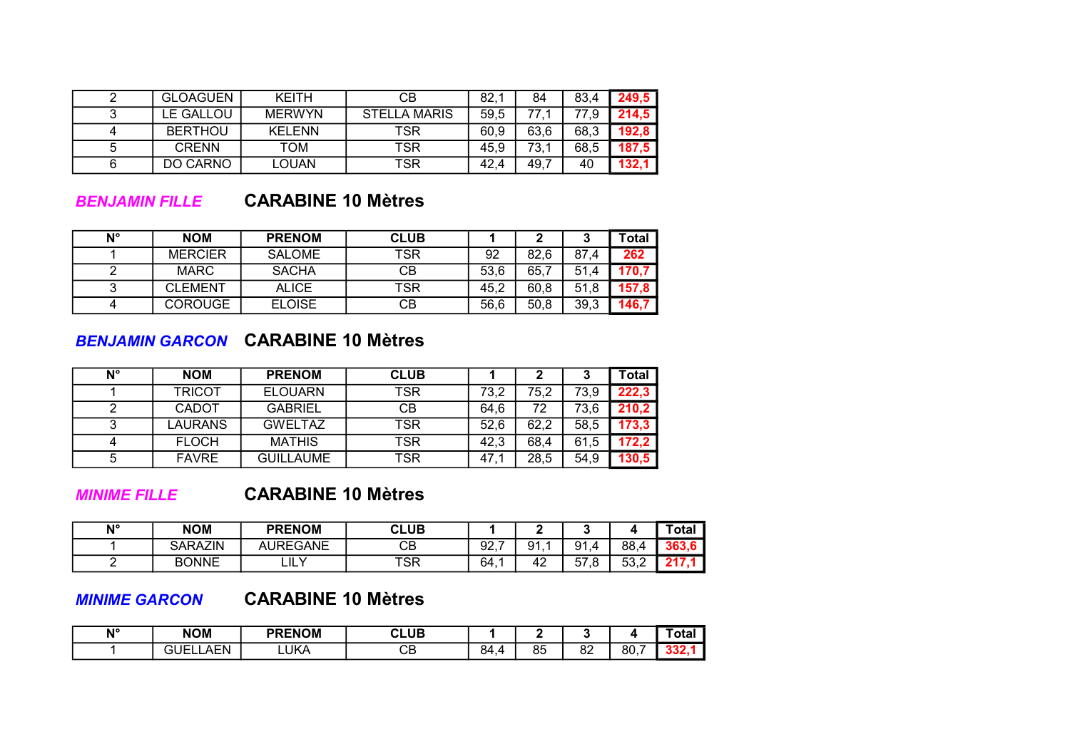| 2 | GLOAGUEN | KEITH | CB | 82,1 | 84 | 83,4 | 249,5 |
|---|---|---|---|---|---|---|---|
| 3 | LE GALLOU | MERWYN | STELLA MARIS | 59,5 | 77,1 | 77,9 | 214,5 |
| 4 | BERTHOU | KELENN | TSR | 60,9 | 63,6 | 68,3 | 192,8 |
| 5 | CRENN | TOM | TSR | 45,9 | 73,1 | 68,5 | 187,5 |
| 6 | DO CARNO | LOUAN | TSR | 42,4 | 49,7 | 40 | 132,1 |

***BENJAMIN FILLE*** **CARABINE 10 Mètres**

| N° | NOM | PRENOM | CLUB | 1 | 2 | 3 | Total |
|---|---|---|---|---|---|---|---|
| 1 | MERCIER | SALOME | TSR | 92 | 82,6 | 87,4 | 262 |
| 2 | MARC | SACHA | CB | 53,6 | 65,7 | 51,4 | 170,7 |
| 3 | CLEMENT | ALICE | TSR | 45,2 | 60,8 | 51,8 | 157,8 |
| 4 | COROUGE | ELOISE | CB | 56,6 | 50,8 | 39,3 | 146,7 |

***BENJAMIN GARCON*** **CARABINE 10 Mètres**

| N° | NOM | PRENOM | CLUB | 1 | 2 | 3 | Total |
|---|---|---|---|---|---|---|---|
| 1 | TRICOT | ELOUARN | TSR | 73,2 | 75,2 | 73,9 | 222,3 |
| 2 | CADOT | GABRIEL | CB | 64,6 | 72 | 73,6 | 210,2 |
| 3 | LAURANS | GWELTAZ | TSR | 52,6 | 62,2 | 58,5 | 173,3 |
| 4 | FLOCH | MATHIS | TSR | 42,3 | 68,4 | 61,5 | 172,2 |
| 5 | FAVRE | GUILLAUME | TSR | 47,1 | 28,5 | 54,9 | 130,5 |

***MINIME FILLE*** **CARABINE 10 Mètres**

| N° | NOM | PRENOM | CLUB | 1 | 2 | 3 | 4 | Total |
|---|---|---|---|---|---|---|---|---|
| 1 | SARAZIN | AUREGANE | CB | 92,7 | 91,1 | 91,4 | 88,4 | 363,6 |
| 2 | BONNE | LILY | TSR | 64,1 | 42 | 57,8 | 53,2 | 217,1 |

***MINIME GARCON*** **CARABINE 10 Mètres**

| N° | NOM | PRENOM | CLUB | 1 | 2 | 3 | 4 | Total |
|---|---|---|---|---|---|---|---|---|
| 1 | GUELLAEN | LUKA | CB | 84,4 | 85 | 82 | 80,7 | 332,1 |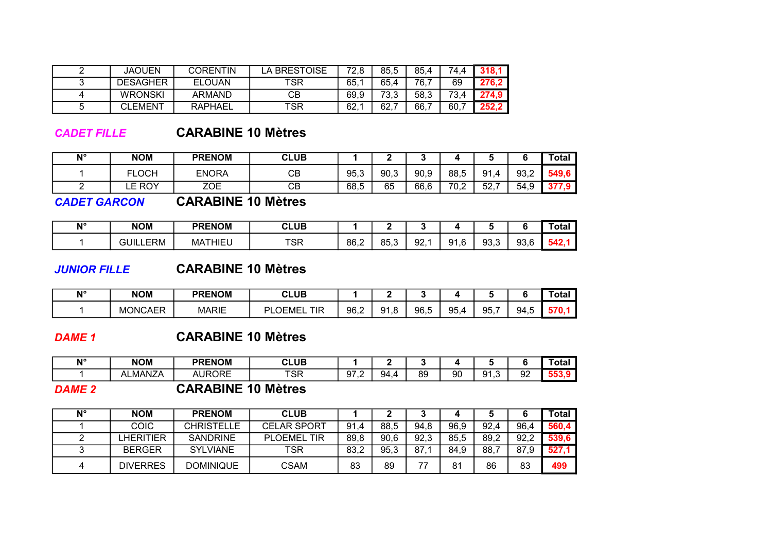| | | | | | | | | |
|---|---|---|---|---|---|---|---|---|
| 2 | JAOUEN | CORENTIN | LA BRESTOISE | 72,8 | 85,5 | 85,4 | 74,4 | **318,1** |
| 3 | DESAGHER | ELOUAN | TSR | 65,1 | 65,4 | 76,7 | 69 | **276,2** |
| 4 | WRONSKI | ARMAND | CB | 69,9 | 73,3 | 58,3 | 73,4 | **274,9** |
| 5 | CLEMENT | RAPHAEL | TSR | 62,1 | 62,7 | 66,7 | 60,7 | **252,2** |

***CADET FILLE*** **CARABINE 10 Mètres**

| N° | NOM | PRENOM | CLUB | 1 | 2 | 3 | 4 | 5 | 6 | Total |
|---|---|---|---|---|---|---|---|---|---|---|
| 1 | FLOCH | ENORA | CB | 95,3 | 90,3 | 90,9 | 88,5 | 91,4 | 93,2 | **549,6** |
| 2 | LE ROY | ZOE | CB | 68,5 | 65 | 66,6 | 70,2 | 52,7 | 54,9 | **377,9** |

***CADET GARCON*** **CARABINE 10 Mètres**

| N° | NOM | PRENOM | CLUB | 1 | 2 | 3 | 4 | 5 | 6 | Total |
|---|---|---|---|---|---|---|---|---|---|---|
| 1 | GUILLERM | MATHIEU | TSR | 86,2 | 85,3 | 92,1 | 91,6 | 93,3 | 93,6 | **542,1** |

***JUNIOR FILLE*** **CARABINE 10 Mètres**

| N° | NOM | PRENOM | CLUB | 1 | 2 | 3 | 4 | 5 | 6 | Total |
|---|---|---|---|---|---|---|---|---|---|---|
| 1 | MONCAER | MARIE | PLOEMEL TIR | 96,2 | 91,8 | 96,5 | 95,4 | 95,7 | 94,5 | **570,1** |

***DAME 1*** **CARABINE 10 Mètres**

| N° | NOM | PRENOM | CLUB | 1 | 2 | 3 | 4 | 5 | 6 | Total |
|---|---|---|---|---|---|---|---|---|---|---|
| 1 | ALMANZA | AURORE | TSR | 97,2 | 94,4 | 89 | 90 | 91,3 | 92 | **553,9** |

***DAME 2*** **CARABINE 10 Mètres**

| N° | NOM | PRENOM | CLUB | 1 | 2 | 3 | 4 | 5 | 6 | Total |
|---|---|---|---|---|---|---|---|---|---|---|
| 1 | COIC | CHRISTELLE | CELAR SPORT | 91,4 | 88,5 | 94,8 | 96,9 | 92,4 | 96,4 | **560,4** |
| 2 | LHERITIER | SANDRINE | PLOEMEL TIR | 89,8 | 90,6 | 92,3 | 85,5 | 89,2 | 92,2 | **539,6** |
| 3 | BERGER | SYLVIANE | TSR | 83,2 | 95,3 | 87,1 | 84,9 | 88,7 | 87,9 | **527,1** |
| 4 | DIVERRES | DOMINIQUE | CSAM | 83 | 89 | 77 | 81 | 86 | 83 | **499** |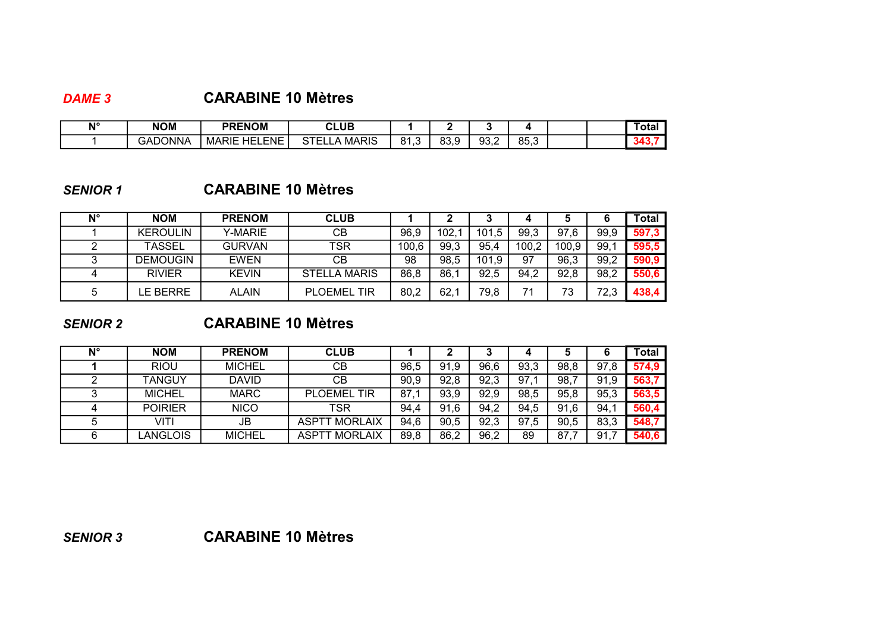***DAME 3*** **CARABINE 10 Mètres**

| N° | NOM | PRENOM | CLUB | 1 | 2 | 3 | 4 | | | Total |
|---|---|---|---|---|---|---|---|---|---|---|
| 1 | GADONNA | MARIE HELENE | STELLA MARIS | 81,3 | 83,9 | 93,2 | 85,3 | | | 343,7 |

***SENIOR 1*** **CARABINE 10 Mètres**

| N° | NOM | PRENOM | CLUB | 1 | 2 | 3 | 4 | 5 | 6 | Total |
|---|---|---|---|---|---|---|---|---|---|---|
| 1 | KEROULIN | Y-MARIE | CB | 96,9 | 102,1 | 101,5 | 99,3 | 97,6 | 99,9 | 597,3 |
| 2 | TASSEL | GURVAN | TSR | 100,6 | 99,3 | 95,4 | 100,2 | 100,9 | 99,1 | 595,5 |
| 3 | DEMOUGIN | EWEN | CB | 98 | 98,5 | 101,9 | 97 | 96,3 | 99,2 | 590,9 |
| 4 | RIVIER | KEVIN | STELLA MARIS | 86,8 | 86,1 | 92,5 | 94,2 | 92,8 | 98,2 | 550,6 |
| 5 | LE BERRE | ALAIN | PLOEMEL TIR | 80,2 | 62,1 | 79,8 | 71 | 73 | 72,3 | 438,4 |

***SENIOR 2*** **CARABINE 10 Mètres**

| N° | NOM | PRENOM | CLUB | 1 | 2 | 3 | 4 | 5 | 6 | Total |
|---|---|---|---|---|---|---|---|---|---|---|
| **1** | RIOU | MICHEL | CB | 96,5 | 91,9 | 96,6 | 93,3 | 98,8 | 97,8 | 574,9 |
| 2 | TANGUY | DAVID | CB | 90,9 | 92,8 | 92,3 | 97,1 | 98,7 | 91,9 | 563,7 |
| 3 | MICHEL | MARC | PLOEMEL TIR | 87,1 | 93,9 | 92,9 | 98,5 | 95,8 | 95,3 | 563,5 |
| 4 | POIRIER | NICO | TSR | 94,4 | 91,6 | 94,2 | 94,5 | 91,6 | 94,1 | 560,4 |
| 5 | VITI | JB | ASPTT MORLAIX | 94,6 | 90,5 | 92,3 | 97,5 | 90,5 | 83,3 | 548,7 |
| 6 | LANGLOIS | MICHEL | ASPTT MORLAIX | 89,8 | 86,2 | 96,2 | 89 | 87,7 | 91,7 | 540,6 |

***SENIOR 3*** **CARABINE 10 Mètres**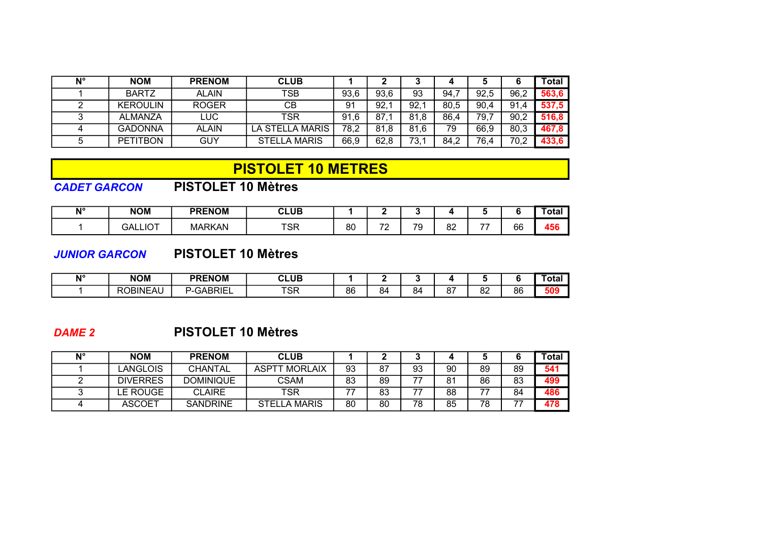| N° | NOM | PRENOM | CLUB | 1 | 2 | 3 | 4 | 5 | 6 | Total |
|---|---|---|---|---|---|---|---|---|---|---|
| 1 | BARTZ | ALAIN | TSB | 93,6 | 93,6 | 93 | 94,7 | 92,5 | 96,2 | **563,6** |
| 2 | KEROULIN | ROGER | CB | 91 | 92,1 | 92,1 | 80,5 | 90,4 | 91,4 | **537,5** |
| 3 | ALMANZA | LUC | TSR | 91,6 | 87,1 | 81,8 | 86,4 | 79,7 | 90,2 | **516,8** |
| 4 | GADONNA | ALAIN | LA STELLA MARIS | 78,2 | 81,8 | 81,6 | 79 | 66,9 | 80,3 | **467,8** |
| 5 | PETITBON | GUY | STELLA MARIS | 66,9 | 62,8 | 73,1 | 84,2 | 76,4 | 70,2 | **433,6** |

# PISTOLET 10 METRES

***CADET GARCON*** **PISTOLET 10 Mètres**

| N° | NOM | PRENOM | CLUB | 1 | 2 | 3 | 4 | 5 | 6 | Total |
|---|---|---|---|---|---|---|---|---|---|---|
| 1 | GALLIOT | MARKAN | TSR | 80 | 72 | 79 | 82 | 77 | 66 | **456** |

***JUNIOR GARCON*** **PISTOLET 10 Mètres**

| N° | NOM | PRENOM | CLUB | 1 | 2 | 3 | 4 | 5 | 6 | Total |
|---|---|---|---|---|---|---|---|---|---|---|
| 1 | ROBINEAU | P-GABRIEL | TSR | 86 | 84 | 84 | 87 | 82 | 86 | **509** |

***DAME 2*** **PISTOLET 10 Mètres**

| N° | NOM | PRENOM | CLUB | 1 | 2 | 3 | 4 | 5 | 6 | Total |
|---|---|---|---|---|---|---|---|---|---|---|
| 1 | LANGLOIS | CHANTAL | ASPTT MORLAIX | 93 | 87 | 93 | 90 | 89 | 89 | **541** |
| 2 | DIVERRES | DOMINIQUE | CSAM | 83 | 89 | 77 | 81 | 86 | 83 | **499** |
| 3 | LE ROUGE | CLAIRE | TSR | 77 | 83 | 77 | 88 | 77 | 84 | **486** |
| 4 | ASCOET | SANDRINE | STELLA MARIS | 80 | 80 | 78 | 85 | 78 | 77 | **478** |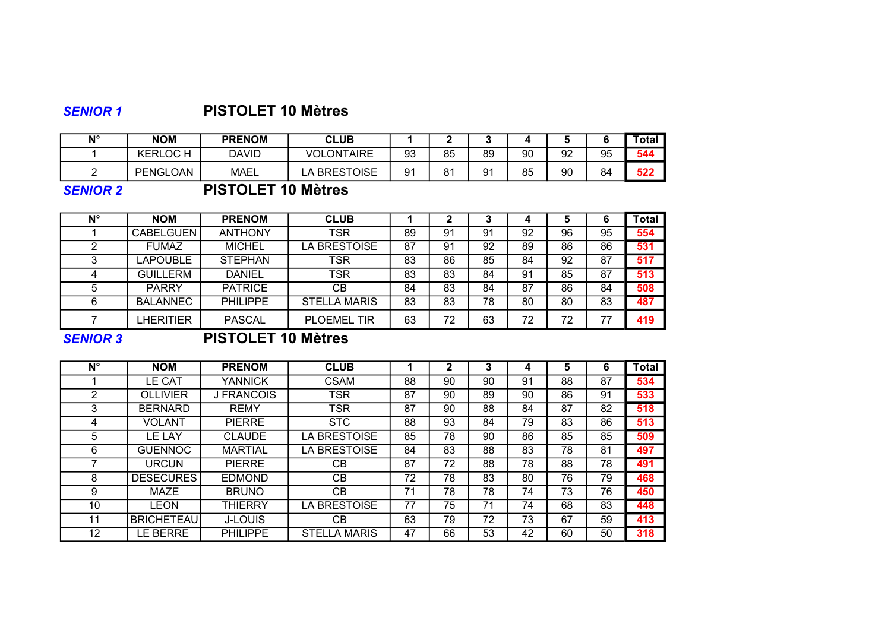***SENIOR 1*** **PISTOLET 10 Mètres**

| N° | NOM | PRENOM | CLUB | 1 | 2 | 3 | 4 | 5 | 6 | Total |
|---|---|---|---|---|---|---|---|---|---|---|
| 1 | KERLOC H | DAVID | VOLONTAIRE | 93 | 85 | 89 | 90 | 92 | 95 | 544 |
| 2 | PENGLOAN | MAEL | LA BRESTOISE | 91 | 81 | 91 | 85 | 90 | 84 | 522 |

***SENIOR 2*** **PISTOLET 10 Mètres**

| N° | NOM | PRENOM | CLUB | 1 | 2 | 3 | 4 | 5 | 6 | Total |
|---|---|---|---|---|---|---|---|---|---|---|
| 1 | CABELGUEN | ANTHONY | TSR | 89 | 91 | 91 | 92 | 96 | 95 | 554 |
| 2 | FUMAZ | MICHEL | LA BRESTOISE | 87 | 91 | 92 | 89 | 86 | 86 | 531 |
| 3 | LAPOUBLE | STEPHAN | TSR | 83 | 86 | 85 | 84 | 92 | 87 | 517 |
| 4 | GUILLERM | DANIEL | TSR | 83 | 83 | 84 | 91 | 85 | 87 | 513 |
| 5 | PARRY | PATRICE | CB | 84 | 83 | 84 | 87 | 86 | 84 | 508 |
| 6 | BALANNEC | PHILIPPE | STELLA MARIS | 83 | 83 | 78 | 80 | 80 | 83 | 487 |
| 7 | LHERITIER | PASCAL | PLOEMEL TIR | 63 | 72 | 63 | 72 | 72 | 77 | 419 |

***SENIOR 3*** **PISTOLET 10 Mètres**

| N° | NOM | PRENOM | CLUB | 1 | 2 | 3 | 4 | 5 | 6 | Total |
|---|---|---|---|---|---|---|---|---|---|---|
| 1 | LE CAT | YANNICK | CSAM | 88 | 90 | 90 | 91 | 88 | 87 | 534 |
| 2 | OLLIVIER | J FRANCOIS | TSR | 87 | 90 | 89 | 90 | 86 | 91 | 533 |
| 3 | BERNARD | REMY | TSR | 87 | 90 | 88 | 84 | 87 | 82 | 518 |
| 4 | VOLANT | PIERRE | STC | 88 | 93 | 84 | 79 | 83 | 86 | 513 |
| 5 | LE LAY | CLAUDE | LA BRESTOISE | 85 | 78 | 90 | 86 | 85 | 85 | 509 |
| 6 | GUENNOC | MARTIAL | LA BRESTOISE | 84 | 83 | 88 | 83 | 78 | 81 | 497 |
| 7 | URCUN | PIERRE | CB | 87 | 72 | 88 | 78 | 88 | 78 | 491 |
| 8 | DESECURES | EDMOND | CB | 72 | 78 | 83 | 80 | 76 | 79 | 468 |
| 9 | MAZE | BRUNO | CB | 71 | 78 | 78 | 74 | 73 | 76 | 450 |
| 10 | LEON | THIERRY | LA BRESTOISE | 77 | 75 | 71 | 74 | 68 | 83 | 448 |
| 11 | BRICHETEAU | J-LOUIS | CB | 63 | 79 | 72 | 73 | 67 | 59 | 413 |
| 12 | LE BERRE | PHILIPPE | STELLA MARIS | 47 | 66 | 53 | 42 | 60 | 50 | 318 |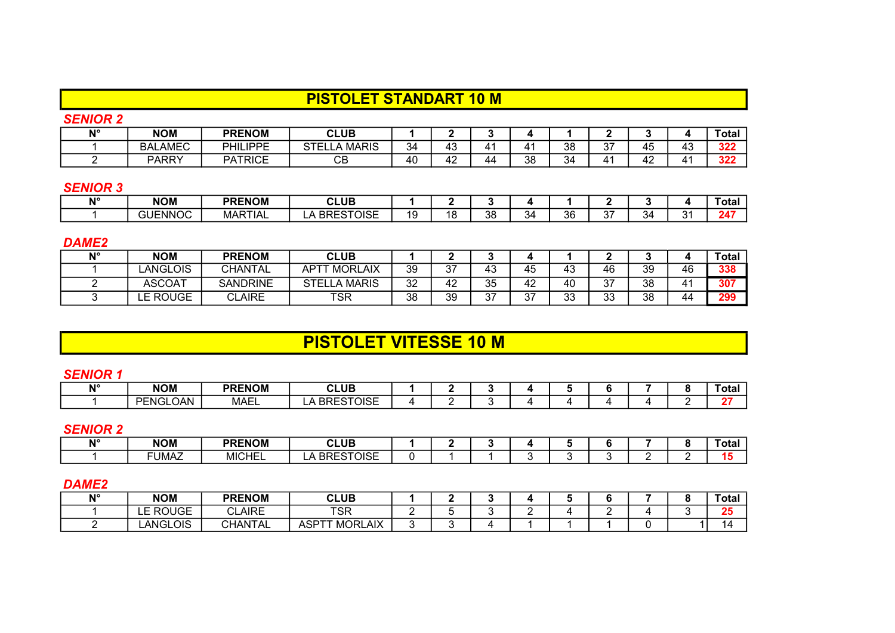# PISTOLET STANDART 10 M

### SENIOR 2

| N° | NOM | PRENOM | CLUB | 1 | 2 | 3 | 4 | 1 | 2 | 3 | 4 | Total |
|---|---|---|---|---|---|---|---|---|---|---|---|---|
| 1 | BALAMEC | PHILIPPE | STELLA MARIS | 34 | 43 | 41 | 41 | 38 | 37 | 45 | 43 | 322 |
| 2 | PARRY | PATRICE | CB | 40 | 42 | 44 | 38 | 34 | 41 | 42 | 41 | 322 |

### SENIOR 3

| N° | NOM | PRENOM | CLUB | 1 | 2 | 3 | 4 | 1 | 2 | 3 | 4 | Total |
|---|---|---|---|---|---|---|---|---|---|---|---|---|
| 1 | GUENNOC | MARTIAL | LA BRESTOISE | 19 | 18 | 38 | 34 | 36 | 37 | 34 | 31 | 247 |

### DAME2

| N° | NOM | PRENOM | CLUB | 1 | 2 | 3 | 4 | 1 | 2 | 3 | 4 | Total |
|---|---|---|---|---|---|---|---|---|---|---|---|---|
| 1 | LANGLOIS | CHANTAL | APTT MORLAIX | 39 | 37 | 43 | 45 | 43 | 46 | 39 | 46 | 338 |
| 2 | ASCOAT | SANDRINE | STELLA MARIS | 32 | 42 | 35 | 42 | 40 | 37 | 38 | 41 | 307 |
| 3 | LE ROUGE | CLAIRE | TSR | 38 | 39 | 37 | 37 | 33 | 33 | 38 | 44 | 299 |

# PISTOLET VITESSE 10 M

### SENIOR 1

| N° | NOM | PRENOM | CLUB | 1 | 2 | 3 | 4 | 5 | 6 | 7 | 8 | Total |
|---|---|---|---|---|---|---|---|---|---|---|---|---|
| 1 | PENGLOAN | MAEL | LA BRESTOISE | 4 | 2 | 3 | 4 | 4 | 4 | 4 | 2 | 27 |

### SENIOR 2

| N° | NOM | PRENOM | CLUB | 1 | 2 | 3 | 4 | 5 | 6 | 7 | 8 | Total |
|---|---|---|---|---|---|---|---|---|---|---|---|---|
| 1 | FUMAZ | MICHEL | LA BRESTOISE | 0 | 1 | 1 | 3 | 3 | 3 | 2 | 2 | 15 |

### DAME2

| N° | NOM | PRENOM | CLUB | 1 | 2 | 3 | 4 | 5 | 6 | 7 | 8 | Total |
|---|---|---|---|---|---|---|---|---|---|---|---|---|
| 1 | LE ROUGE | CLAIRE | TSR | 2 | 5 | 3 | 2 | 4 | 2 | 4 | 3 | 25 |
| 2 | LANGLOIS | CHANTAL | ASPTT MORLAIX | 3 | 3 | 4 | 1 | 1 | 1 | 0 | 1 | 14 |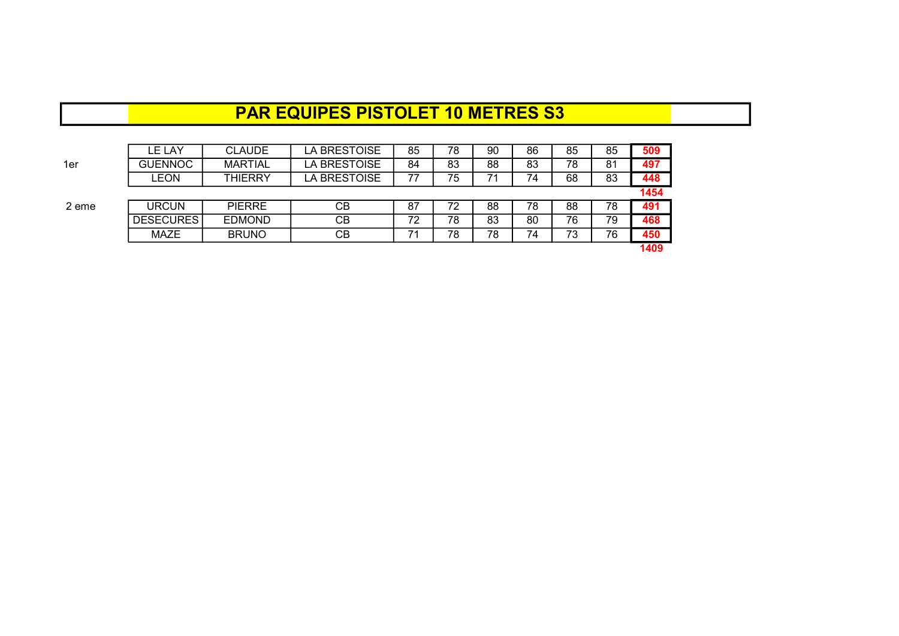# PAR EQUIPES PISTOLET 10 METRES S3

| | | | | | | | | | | |
|---|---|---|---|---|---|---|---|---|---|---|
| 1er | LE LAY | CLAUDE | LA BRESTOISE | 85 | 78 | 90 | 86 | 85 | 85 | **509** |
| | GUENNOC | MARTIAL | LA BRESTOISE | 84 | 83 | 88 | 83 | 78 | 81 | **497** |
| | LEON | THIERRY | LA BRESTOISE | 77 | 75 | 71 | 74 | 68 | 83 | **448** |
| | | | | | | | | | | **1454** |
| 2 eme | URCUN | PIERRE | CB | 87 | 72 | 88 | 78 | 88 | 78 | **491** |
| | DESECURES | EDMOND | CB | 72 | 78 | 83 | 80 | 76 | 79 | **468** |
| | MAZE | BRUNO | CB | 71 | 78 | 78 | 74 | 73 | 76 | **450** |
| | | | | | | | | | | **1409** |